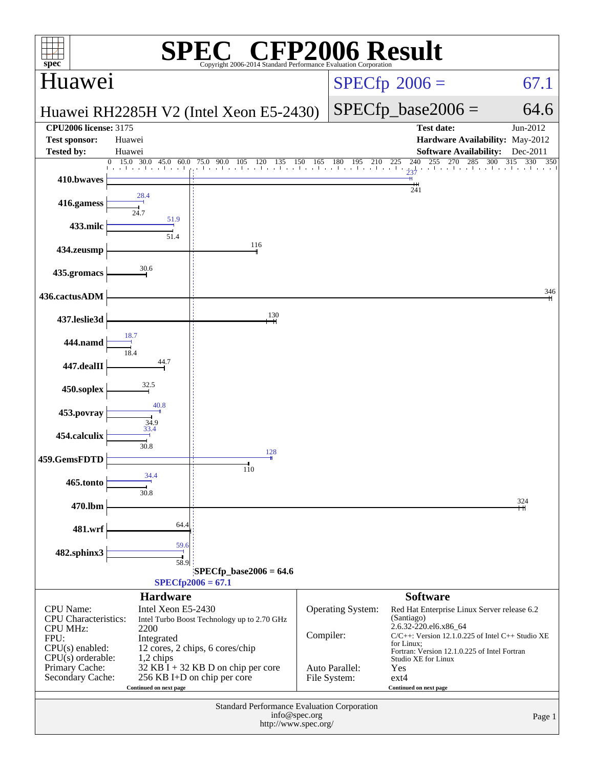# SPEC CFP2006 Result

Copyright 2006-2014 Standard Performance Evaluation Corporation

## Huawei

## Huawei RH2285H V2 (Intel Xeon E5-2430)

SPECfp 2006 = 67.1

SPECfp_base2006 = 64.6

| | | | |
|---|---|---|---|
| **CPU2006 license:** 3175 | | **Test date:** | Jun-2012 |
| **Test sponsor:** | Huawei | **Hardware Availability:** | May-2012 |
| **Tested by:** | Huawei | **Software Availability:** | Dec-2011 |

| Benchmark | Peak | Base |
|---|---|---|
| 410.bwaves | 237 | 241 |
| 416.gamess | 28.4 | 24.7 |
| 433.milc | 51.9 | 51.4 |
| 434.zeusmp | | 116 |
| 435.gromacs | | 30.6 |
| 436.cactusADM | | 346 |
| 437.leslie3d | | 130 |
| 444.namd | 18.7 | 18.4 |
| 447.dealII | | 44.7 |
| 450.soplex | | 32.5 |
| 453.povray | 40.8 | 34.9 |
| 454.calculix | 33.4 | 30.8 |
| 459.GemsFDTD | 128 | 110 |
| 465.tonto | 34.4 | 30.8 |
| 470.lbm | | 324 |
| 481.wrf | | 64.4 |
| 482.sphinx3 | 59.6 | 58.9 |

SPECfp_base2006 = 64.6

SPECfp2006 = 67.1

## Hardware

| | |
|---|---|
| CPU Name: | Intel Xeon E5-2430 |
| CPU Characteristics: | Intel Turbo Boost Technology up to 2.70 GHz |
| CPU MHz: | 2200 |
| FPU: | Integrated |
| CPU(s) enabled: | 12 cores, 2 chips, 6 cores/chip |
| CPU(s) orderable: | 1,2 chips |
| Primary Cache: | 32 KB I + 32 KB D on chip per core |
| Secondary Cache: | 256 KB I+D on chip per core |

Continued on next page

## Software

| | |
|---|---|
| Operating System: | Red Hat Enterprise Linux Server release 6.2 (Santiago) 2.6.32-220.el6.x86_64 |
| Compiler: | C/C++: Version 12.1.0.225 of Intel C++ Studio XE for Linux; Fortran: Version 12.1.0.225 of Intel Fortran Studio XE for Linux |
| Auto Parallel: | Yes |
| File System: | ext4 |

Continued on next page

Standard Performance Evaluation Corporation
info@spec.org
http://www.spec.org/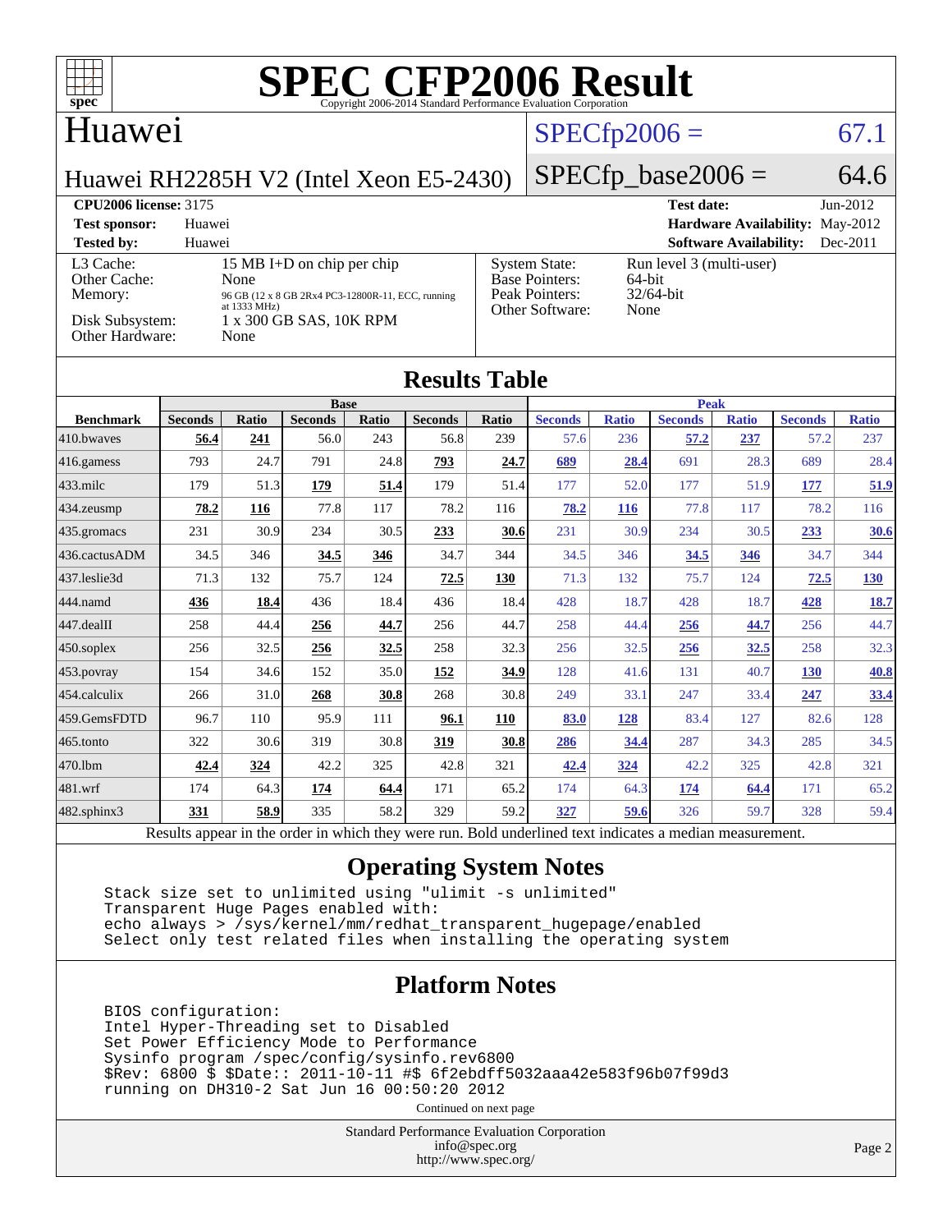# SPEC CFP2006 Result

Copyright 2006-2014 Standard Performance Evaluation Corporation

## Huawei

**Huawei RH2285H V2 (Intel Xeon E5-2430)**

SPECfp2006 = 67.1

SPECfp_base2006 = 64.6

| | | | |
|---|---|---|---|
| **CPU2006 license:** 3175 | | **Test date:** | Jun-2012 |
| **Test sponsor:** | Huawei | **Hardware Availability:** | May-2012 |
| **Tested by:** | Huawei | **Software Availability:** | Dec-2011 |

| | | | |
|---|---|---|---|
| L3 Cache: | 15 MB I+D on chip per chip | System State: | Run level 3 (multi-user) |
| Other Cache: | None | Base Pointers: | 64-bit |
| Memory: | 96 GB (12 x 8 GB 2Rx4 PC3-12800R-11, ECC, running at 1333 MHz) | Peak Pointers: | 32/64-bit |
| Disk Subsystem: | 1 x 300 GB SAS, 10K RPM | Other Software: | None |
| Other Hardware: | None | | |

## Results Table

| | Base | | | | | | Peak | | | | | |
|---|---|---|---|---|---|---|---|---|---|---|---|---|
| **Benchmark** | **Seconds** | **Ratio** | **Seconds** | **Ratio** | **Seconds** | **Ratio** | **Seconds** | **Ratio** | **Seconds** | **Ratio** | **Seconds** | **Ratio** |
| 410.bwaves | **56.4** | **241** | 56.0 | 243 | 56.8 | 239 | 57.6 | 236 | **57.2** | **237** | 57.2 | 237 |
| 416.gamess | 793 | 24.7 | 791 | 24.8 | **793** | **24.7** | **689** | **28.4** | 691 | 28.3 | 689 | 28.4 |
| 433.milc | 179 | 51.3 | **179** | **51.4** | 179 | 51.4 | 177 | 52.0 | 177 | 51.9 | **177** | **51.9** |
| 434.zeusmp | **78.2** | **116** | 77.8 | 117 | 78.2 | 116 | **78.2** | **116** | 77.8 | 117 | 78.2 | 116 |
| 435.gromacs | 231 | 30.9 | 234 | 30.5 | **233** | **30.6** | 231 | 30.9 | 234 | 30.5 | **233** | **30.6** |
| 436.cactusADM | 34.5 | 346 | **34.5** | **346** | 34.7 | 344 | 34.5 | 346 | **34.5** | **346** | 34.7 | 344 |
| 437.leslie3d | 71.3 | 132 | 75.7 | 124 | **72.5** | **130** | 71.3 | 132 | 75.7 | 124 | **72.5** | **130** |
| 444.namd | **436** | **18.4** | 436 | 18.4 | 436 | 18.4 | 428 | 18.7 | 428 | 18.7 | **428** | **18.7** |
| 447.dealII | 258 | 44.4 | **256** | **44.7** | 256 | 44.7 | 258 | 44.4 | **256** | **44.7** | 256 | 44.7 |
| 450.soplex | 256 | 32.5 | **256** | **32.5** | 258 | 32.3 | 256 | 32.5 | **256** | **32.5** | 258 | 32.3 |
| 453.povray | 154 | 34.6 | 152 | 35.0 | **152** | **34.9** | 128 | 41.6 | 131 | 40.7 | **130** | **40.8** |
| 454.calculix | 266 | 31.0 | **268** | **30.8** | 268 | 30.8 | 249 | 33.1 | 247 | 33.4 | **247** | **33.4** |
| 459.GemsFDTD | 96.7 | 110 | 95.9 | 111 | **96.1** | **110** | **83.0** | **128** | 83.4 | 127 | 82.6 | 128 |
| 465.tonto | 322 | 30.6 | 319 | 30.8 | **319** | **30.8** | **286** | **34.4** | 287 | 34.3 | 285 | 34.5 |
| 470.lbm | **42.4** | **324** | 42.2 | 325 | 42.8 | 321 | **42.4** | **324** | 42.2 | 325 | 42.8 | 321 |
| 481.wrf | 174 | 64.3 | **174** | **64.4** | 171 | 65.2 | 174 | 64.3 | **174** | **64.4** | 171 | 65.2 |
| 482.sphinx3 | **331** | **58.9** | 335 | 58.2 | 329 | 59.2 | **327** | **59.6** | 326 | 59.7 | 328 | 59.4 |

Results appear in the order in which they were run. Bold underlined text indicates a median measurement.

## Operating System Notes

```
Stack size set to unlimited using "ulimit -s unlimited"
Transparent Huge Pages enabled with:
echo always > /sys/kernel/mm/redhat_transparent_hugepage/enabled
Select only test related files when installing the operating system
```

## Platform Notes

```
BIOS configuration:
Intel Hyper-Threading set to Disabled
Set Power Efficiency Mode to Performance
Sysinfo program /spec/config/sysinfo.rev6800
$Rev: 6800 $ $Date:: 2011-10-11 #$ 6f2ebdff5032aaa42e583f96b07f99d3
running on DH310-2 Sat Jun 16 00:50:20 2012
```

Continued on next page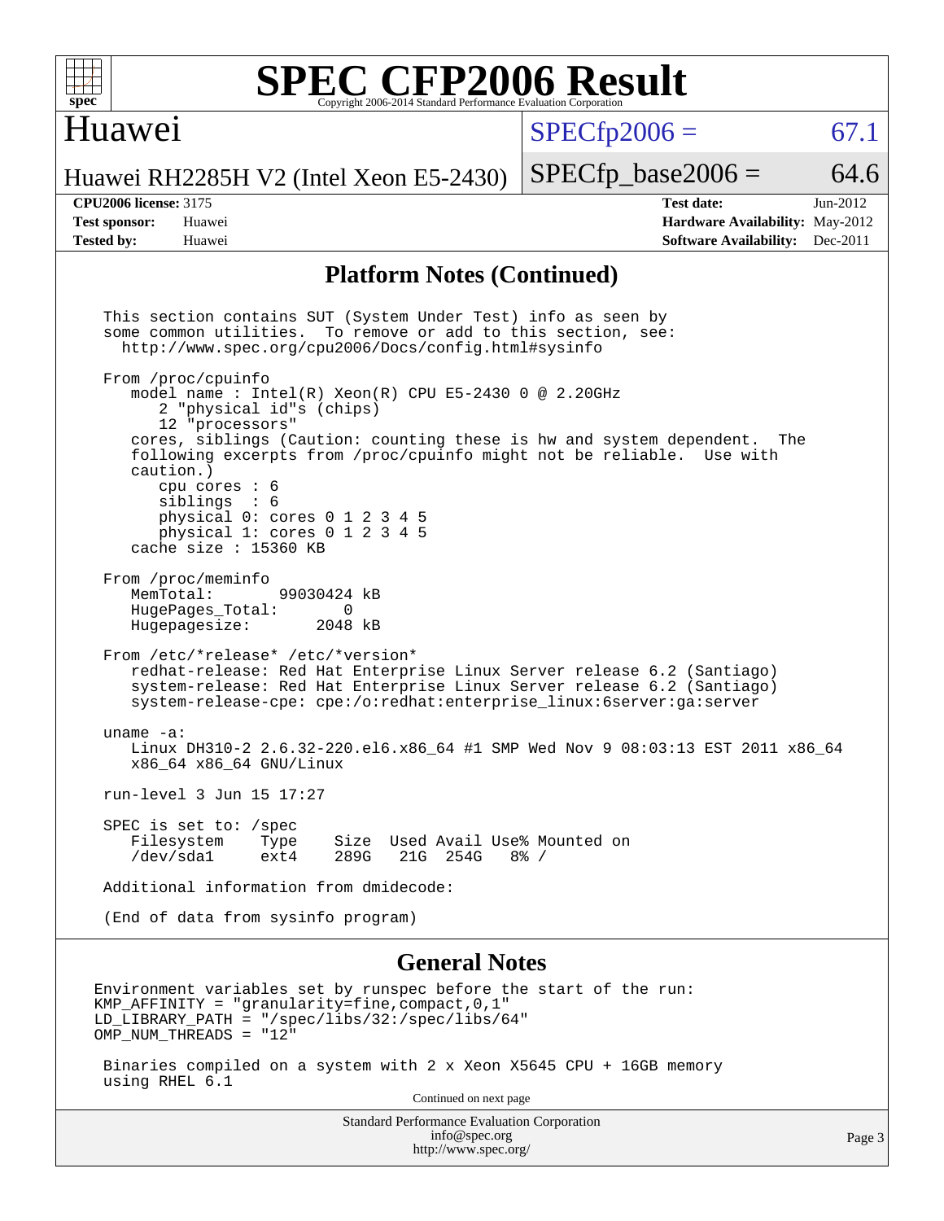# SPEC CFP2006 Result

Copyright 2006-2014 Standard Performance Evaluation Corporation

## Huawei

Huawei RH2285H V2 (Intel Xeon E5-2430)

SPECfp2006 = 67.1

SPECfp_base2006 = 64.6

**CPU2006 license:** 3175
**Test sponsor:** Huawei
**Tested by:** Huawei

**Test date:** Jun-2012
**Hardware Availability:** May-2012
**Software Availability:** Dec-2011

## Platform Notes (Continued)

```
This section contains SUT (System Under Test) info as seen by
some common utilities.  To remove or add to this section, see:
  http://www.spec.org/cpu2006/Docs/config.html#sysinfo

From /proc/cpuinfo
   model name : Intel(R) Xeon(R) CPU E5-2430 0 @ 2.20GHz
      2 "physical id"s (chips)
      12 "processors"
   cores, siblings (Caution: counting these is hw and system dependent.  The
   following excerpts from /proc/cpuinfo might not be reliable.  Use with
   caution.)
      cpu cores : 6
      siblings  : 6
      physical 0: cores 0 1 2 3 4 5
      physical 1: cores 0 1 2 3 4 5
   cache size : 15360 KB

From /proc/meminfo
   MemTotal:       99030424 kB
   HugePages_Total:       0
   Hugepagesize:       2048 kB

From /etc/*release* /etc/*version*
   redhat-release: Red Hat Enterprise Linux Server release 6.2 (Santiago)
   system-release: Red Hat Enterprise Linux Server release 6.2 (Santiago)
   system-release-cpe: cpe:/o:redhat:enterprise_linux:6server:ga:server

uname -a:
   Linux DH310-2 2.6.32-220.el6.x86_64 #1 SMP Wed Nov 9 08:03:13 EST 2011 x86_64
   x86_64 x86_64 GNU/Linux

run-level 3 Jun 15 17:27

SPEC is set to: /spec
   Filesystem    Type    Size  Used Avail Use% Mounted on
   /dev/sda1     ext4    289G   21G  254G   8% /

Additional information from dmidecode:

(End of data from sysinfo program)
```

## General Notes

```
Environment variables set by runspec before the start of the run:
KMP_AFFINITY = "granularity=fine,compact,0,1"
LD_LIBRARY_PATH = "/spec/libs/32:/spec/libs/64"
OMP_NUM_THREADS = "12"

 Binaries compiled on a system with 2 x Xeon X5645 CPU + 16GB memory
 using RHEL 6.1
```

Continued on next page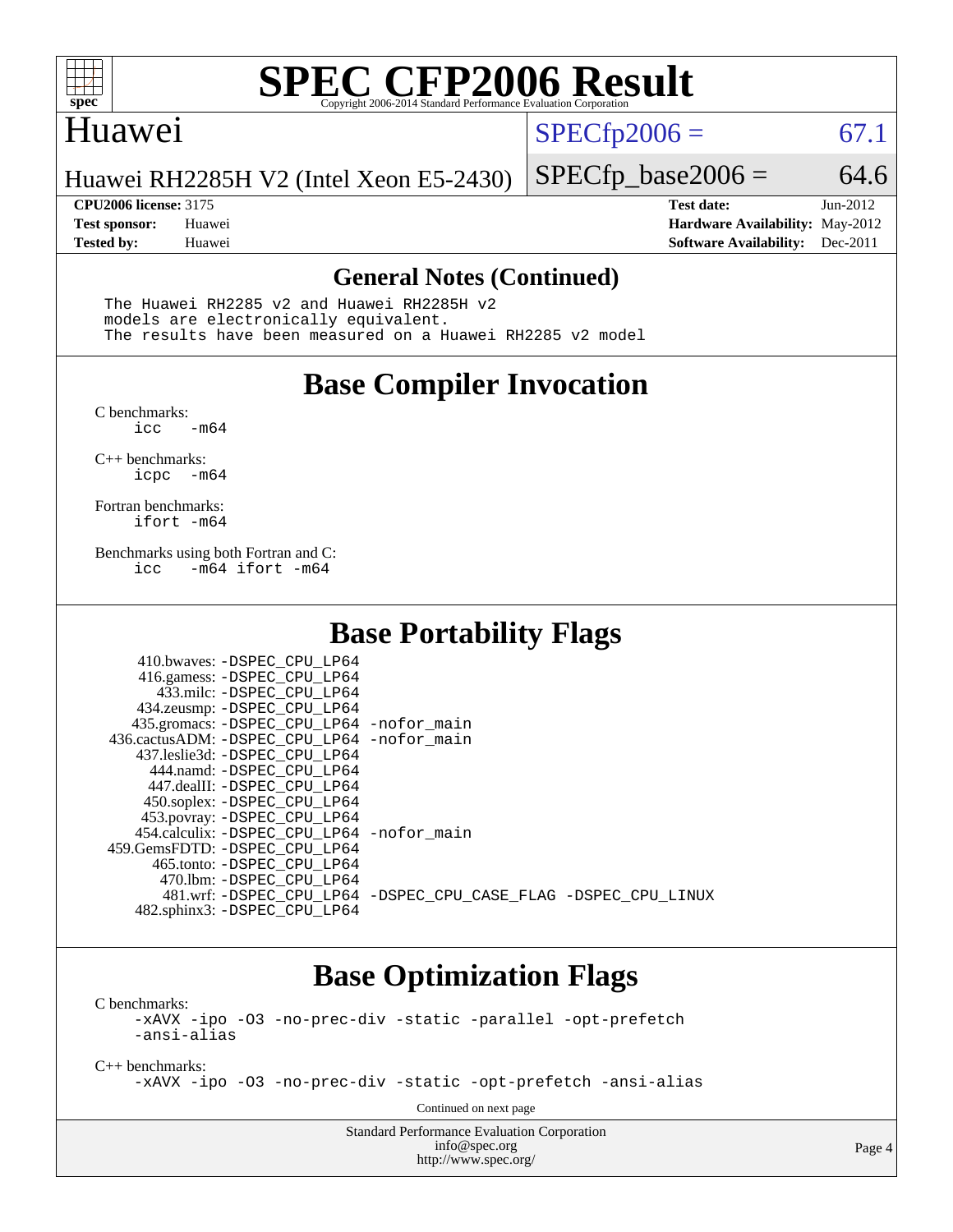# SPEC CFP2006 Result

Copyright 2006-2014 Standard Performance Evaluation Corporation

**Huawei**

Huawei RH2285H V2 (Intel Xeon E5-2430)

SPECfp2006 = 67.1

SPECfp_base2006 = 64.6

| | | | |
|---|---|---|---|
| **CPU2006 license:** 3175 | | **Test date:** | Jun-2012 |
| **Test sponsor:** | Huawei | **Hardware Availability:** | May-2012 |
| **Tested by:** | Huawei | **Software Availability:** | Dec-2011 |

## General Notes (Continued)

```
The Huawei RH2285 v2 and Huawei RH2285H v2
models are electronically equivalent.
The results have been measured on a Huawei RH2285 v2 model
```

## Base Compiler Invocation

C benchmarks:
```
icc   -m64
```

C++ benchmarks:
```
icpc  -m64
```

Fortran benchmarks:
```
ifort -m64
```

Benchmarks using both Fortran and C:
```
icc   -m64 ifort -m64
```

## Base Portability Flags

```
    410.bwaves: -DSPEC_CPU_LP64
    416.gamess: -DSPEC_CPU_LP64
      433.milc: -DSPEC_CPU_LP64
    434.zeusmp: -DSPEC_CPU_LP64
   435.gromacs: -DSPEC_CPU_LP64 -nofor_main
 436.cactusADM: -DSPEC_CPU_LP64 -nofor_main
   437.leslie3d: -DSPEC_CPU_LP64
      444.namd: -DSPEC_CPU_LP64
     447.dealII: -DSPEC_CPU_LP64
    450.soplex: -DSPEC_CPU_LP64
    453.povray: -DSPEC_CPU_LP64
  454.calculix: -DSPEC_CPU_LP64 -nofor_main
 459.GemsFDTD: -DSPEC_CPU_LP64
     465.tonto: -DSPEC_CPU_LP64
       470.lbm: -DSPEC_CPU_LP64
       481.wrf: -DSPEC_CPU_LP64 -DSPEC_CPU_CASE_FLAG -DSPEC_CPU_LINUX
   482.sphinx3: -DSPEC_CPU_LP64
```

## Base Optimization Flags

C benchmarks:
```
-xAVX -ipo -O3 -no-prec-div -static -parallel -opt-prefetch
-ansi-alias
```

C++ benchmarks:
```
-xAVX -ipo -O3 -no-prec-div -static -opt-prefetch -ansi-alias
```

Continued on next page

Standard Performance Evaluation Corporation
info@spec.org
http://www.spec.org/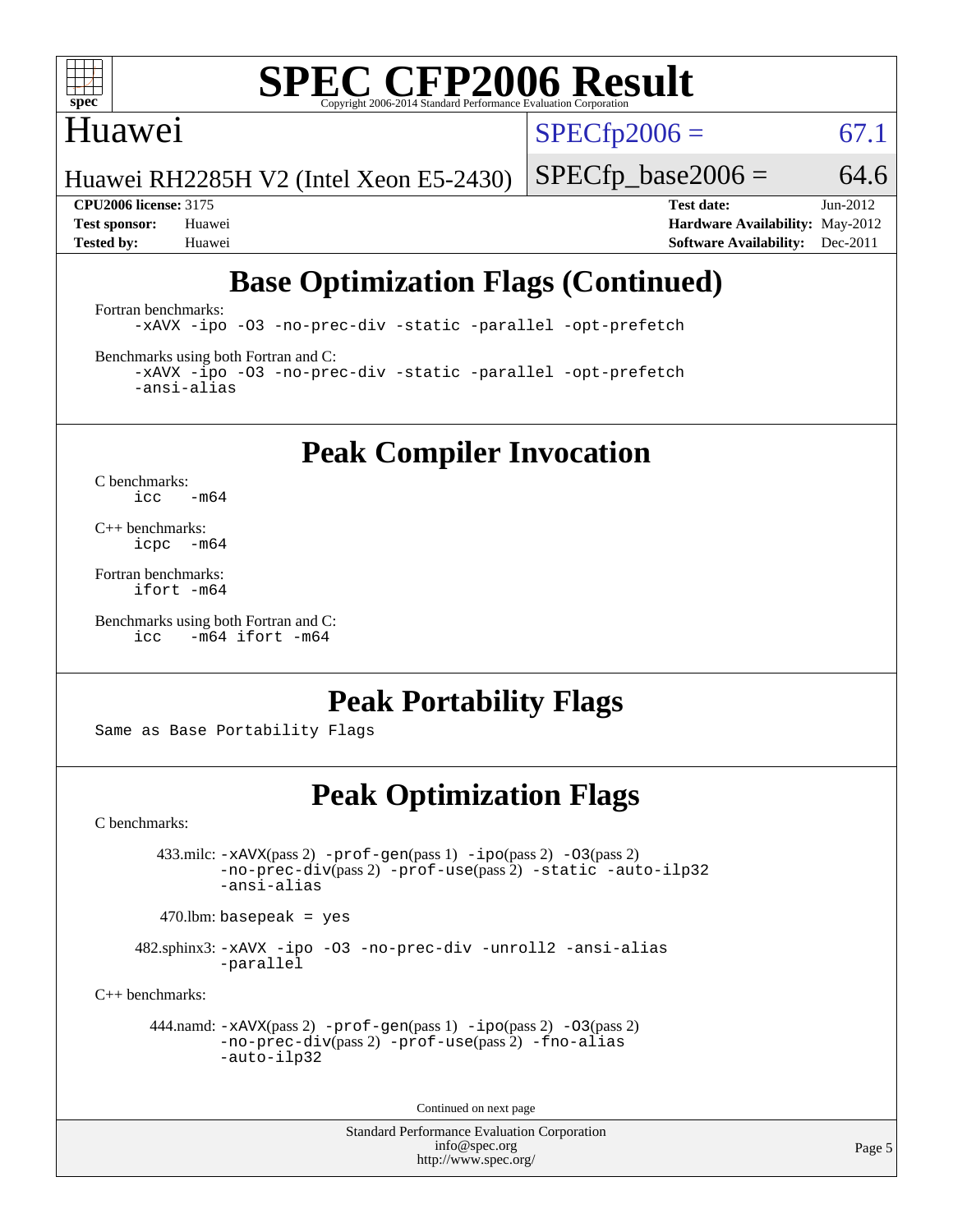## Base Optimization Flags (Continued)

Fortran benchmarks:

```
-xAVX -ipo -O3 -no-prec-div -static -parallel -opt-prefetch
```

Benchmarks using both Fortran and C:

```
-xAVX -ipo -O3 -no-prec-div -static -parallel -opt-prefetch
-ansi-alias
```

## Peak Compiler Invocation

C benchmarks:

```
icc   -m64
```

C++ benchmarks:

```
icpc  -m64
```

Fortran benchmarks:

```
ifort -m64
```

Benchmarks using both Fortran and C:

```
icc   -m64 ifort -m64
```

## Peak Portability Flags

Same as Base Portability Flags

## Peak Optimization Flags

C benchmarks:

433.milc: -xAVX(pass 2) -prof-gen(pass 1) -ipo(pass 2) -O3(pass 2) -no-prec-div(pass 2) -prof-use(pass 2) -static -auto-ilp32 -ansi-alias

470.lbm: basepeak = yes

482.sphinx3: -xAVX -ipo -O3 -no-prec-div -unroll2 -ansi-alias -parallel

C++ benchmarks:

444.namd: -xAVX(pass 2) -prof-gen(pass 1) -ipo(pass 2) -O3(pass 2) -no-prec-div(pass 2) -prof-use(pass 2) -fno-alias -auto-ilp32

Continued on next page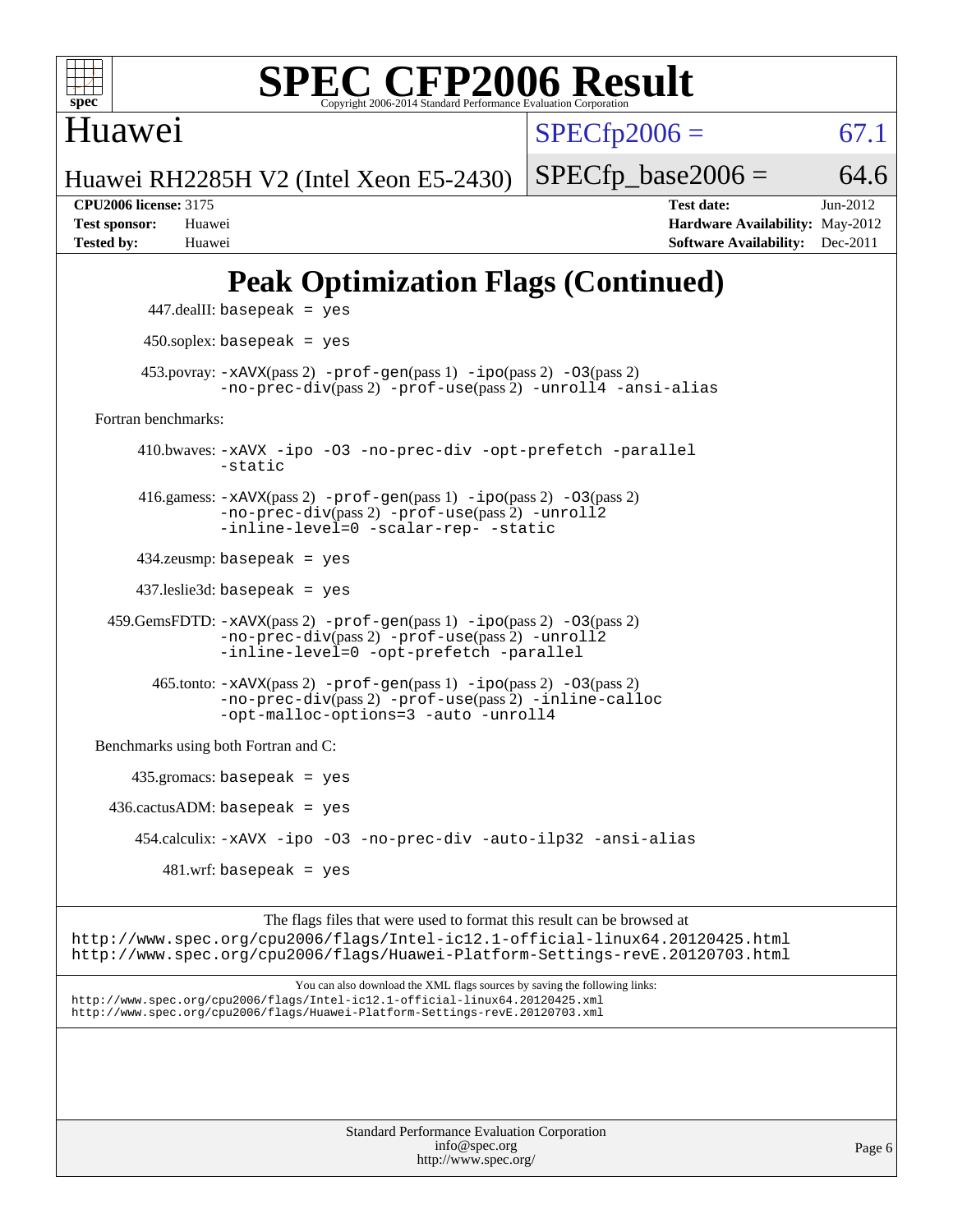# Peak Optimization Flags (Continued)

447.dealII: basepeak = yes

450.soplex: basepeak = yes

453.povray: -xAVX(pass 2) -prof-gen(pass 1) -ipo(pass 2) -O3(pass 2) -no-prec-div(pass 2) -prof-use(pass 2) -unroll4 -ansi-alias

Fortran benchmarks:

410.bwaves: -xAVX -ipo -O3 -no-prec-div -opt-prefetch -parallel -static

416.gamess: -xAVX(pass 2) -prof-gen(pass 1) -ipo(pass 2) -O3(pass 2) -no-prec-div(pass 2) -prof-use(pass 2) -unroll2 -inline-level=0 -scalar-rep- -static

434.zeusmp: basepeak = yes

437.leslie3d: basepeak = yes

459.GemsFDTD: -xAVX(pass 2) -prof-gen(pass 1) -ipo(pass 2) -O3(pass 2) -no-prec-div(pass 2) -prof-use(pass 2) -unroll2 -inline-level=0 -opt-prefetch -parallel

465.tonto: -xAVX(pass 2) -prof-gen(pass 1) -ipo(pass 2) -O3(pass 2) -no-prec-div(pass 2) -prof-use(pass 2) -inline-calloc -opt-malloc-options=3 -auto -unroll4

Benchmarks using both Fortran and C:

435.gromacs: basepeak = yes

436.cactusADM: basepeak = yes

454.calculix: -xAVX -ipo -O3 -no-prec-div -auto-ilp32 -ansi-alias

481.wrf: basepeak = yes

The flags files that were used to format this result can be browsed at
http://www.spec.org/cpu2006/flags/Intel-ic12.1-official-linux64.20120425.html
http://www.spec.org/cpu2006/flags/Huawei-Platform-Settings-revE.20120703.html

You can also download the XML flags sources by saving the following links:
http://www.spec.org/cpu2006/flags/Intel-ic12.1-official-linux64.20120425.xml
http://www.spec.org/cpu2006/flags/Huawei-Platform-Settings-revE.20120703.xml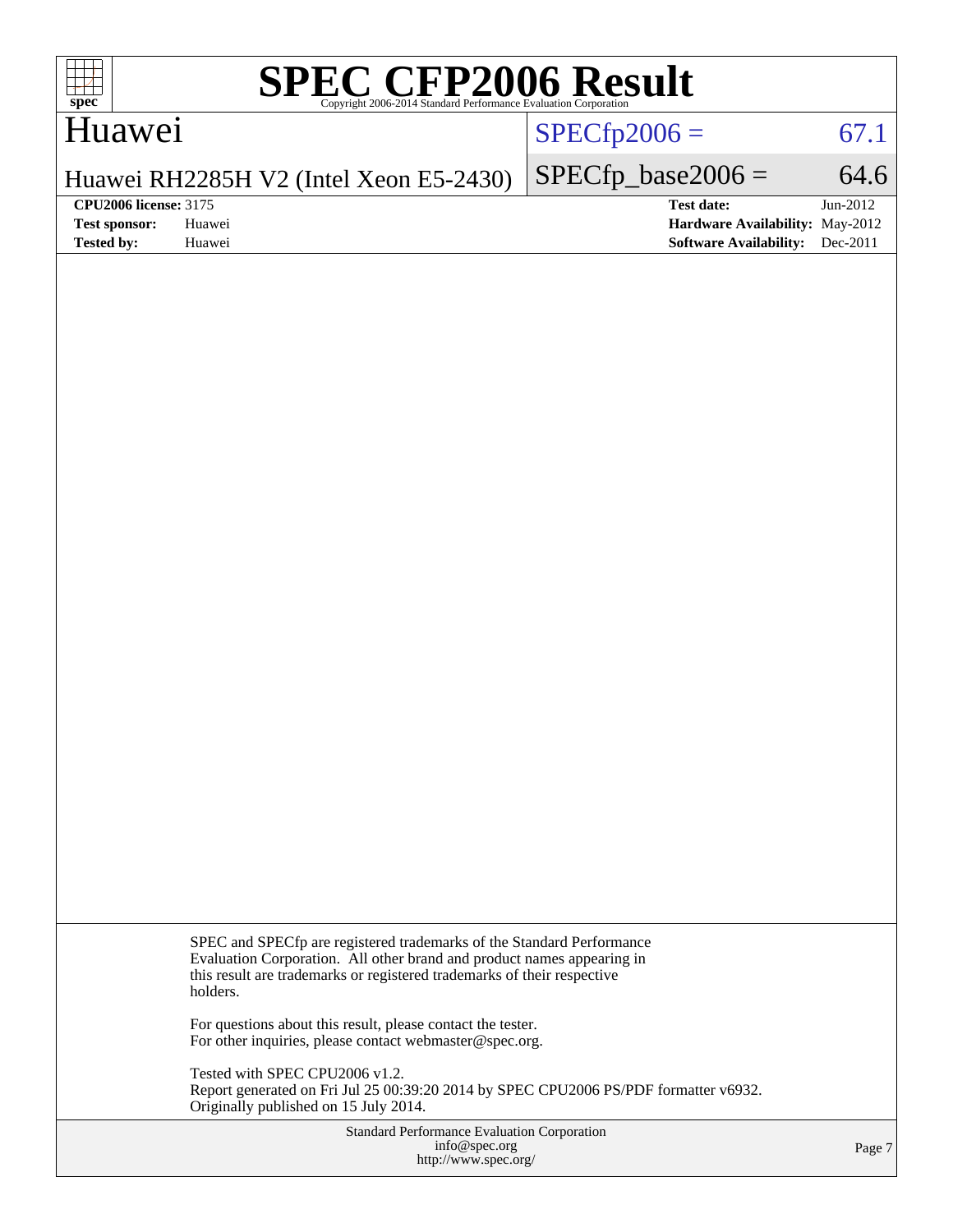# SPEC CFP2006 Result

Copyright 2006-2014 Standard Performance Evaluation Corporation

**Huawei**

Huawei RH2285H V2 (Intel Xeon E5-2430)

SPECfp2006 = 67.1

SPECfp_base2006 = 64.6

| | | | |
|---|---|---|---|
| **CPU2006 license:** 3175 | | **Test date:** | Jun-2012 |
| **Test sponsor:** | Huawei | **Hardware Availability:** | May-2012 |
| **Tested by:** | Huawei | **Software Availability:** | Dec-2011 |

SPEC and SPECfp are registered trademarks of the Standard Performance Evaluation Corporation. All other brand and product names appearing in this result are trademarks or registered trademarks of their respective holders.

For questions about this result, please contact the tester.
For other inquiries, please contact webmaster@spec.org.

Tested with SPEC CPU2006 v1.2.
Report generated on Fri Jul 25 00:39:20 2014 by SPEC CPU2006 PS/PDF formatter v6932.
Originally published on 15 July 2014.

Standard Performance Evaluation Corporation
info@spec.org
http://www.spec.org/